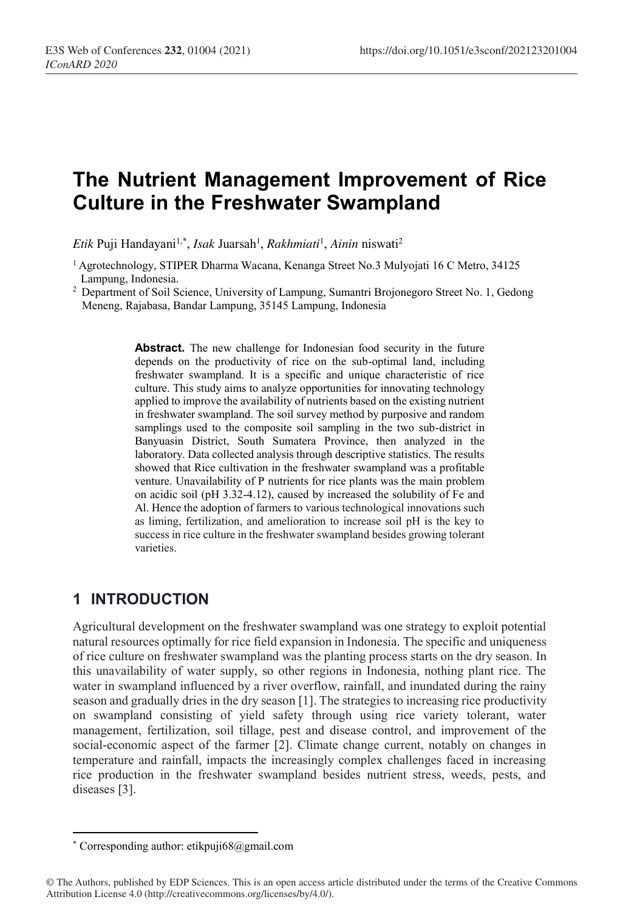# The Nutrient Management Improvement of Rice Culture in the Freshwater Swampland

*Etik* Puji Handayani[1,*], *Isak* Juarsah[1], *Rakhmiati*[1], *Ainin* niswati[2]

[1] Agrotechnology, STIPER Dharma Wacana, Kenanga Street No.3 Mulyojati 16 C Metro, 34125 Lampung, Indonesia.

[2] Department of Soil Science, University of Lampung, Sumantri Brojonegoro Street No. 1, Gedong Meneng, Rajabasa, Bandar Lampung, 35145 Lampung, Indonesia

**Abstract.** The new challenge for Indonesian food security in the future depends on the productivity of rice on the sub-optimal land, including freshwater swampland. It is a specific and unique characteristic of rice culture. This study aims to analyze opportunities for innovating technology applied to improve the availability of nutrients based on the existing nutrient in freshwater swampland. The soil survey method by purposive and random samplings used to the composite soil sampling in the two sub-district in Banyuasin District, South Sumatera Province, then analyzed in the laboratory. Data collected analysis through descriptive statistics. The results showed that Rice cultivation in the freshwater swampland was a profitable venture. Unavailability of P nutrients for rice plants was the main problem on acidic soil (pH 3.32-4.12), caused by increased the solubility of Fe and Al. Hence the adoption of farmers to various technological innovations such as liming, fertilization, and amelioration to increase soil pH is the key to success in rice culture in the freshwater swampland besides growing tolerant varieties.

## 1 INTRODUCTION

Agricultural development on the freshwater swampland was one strategy to exploit potential natural resources optimally for rice field expansion in Indonesia. The specific and uniqueness of rice culture on freshwater swampland was the planting process starts on the dry season. In this unavailability of water supply, so other regions in Indonesia, nothing plant rice. The water in swampland influenced by a river overflow, rainfall, and inundated during the rainy season and gradually dries in the dry season [1]. The strategies to increasing rice productivity on swampland consisting of yield safety through using rice variety tolerant, water management, fertilization, soil tillage, pest and disease control, and improvement of the social-economic aspect of the farmer [2]. Climate change current, notably on changes in temperature and rainfall, impacts the increasingly complex challenges faced in increasing rice production in the freshwater swampland besides nutrient stress, weeds, pests, and diseases [3].

* Corresponding author: etikpuji68@gmail.com

© The Authors, published by EDP Sciences. This is an open access article distributed under the terms of the Creative Commons Attribution License 4.0 (http://creativecommons.org/licenses/by/4.0/).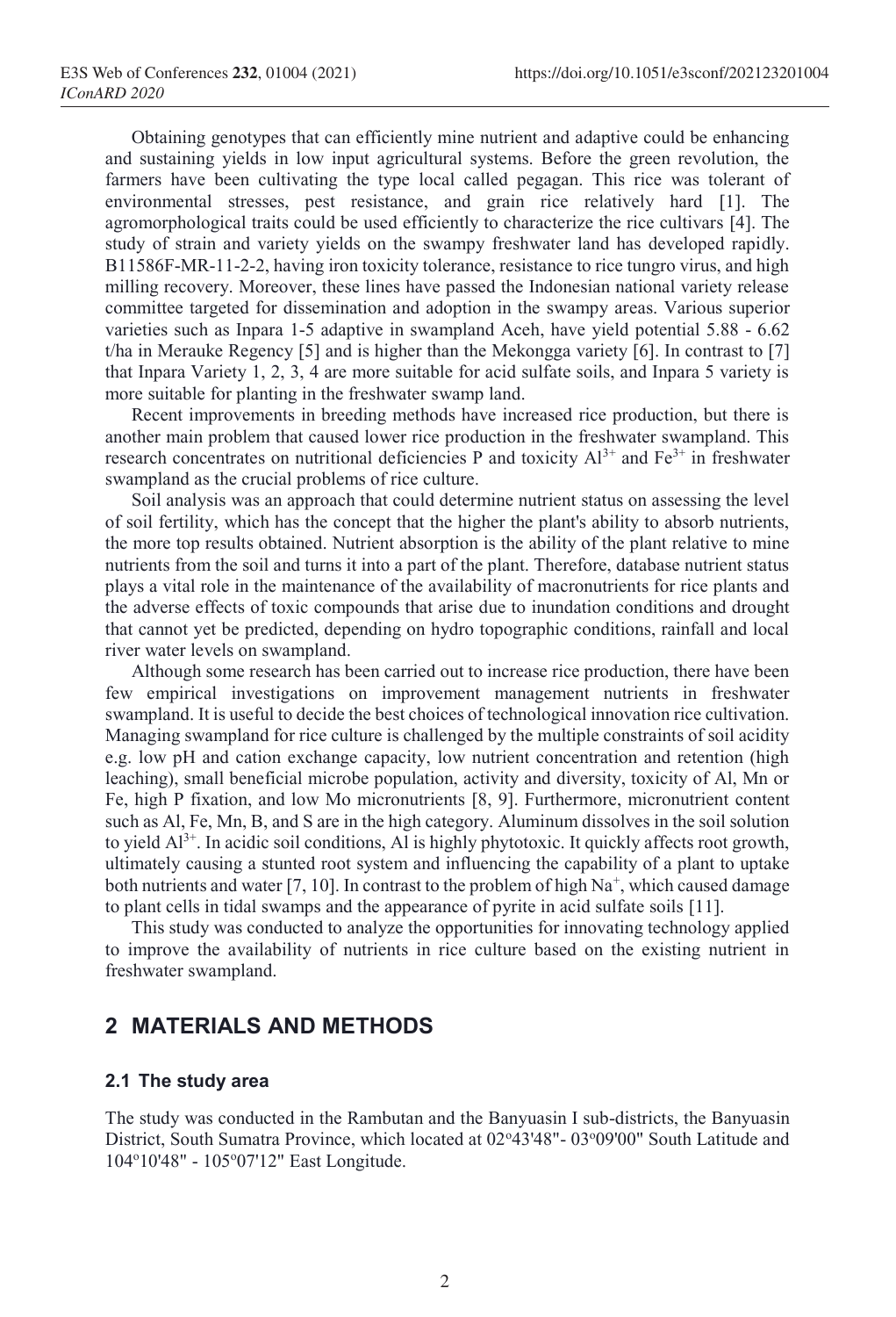Obtaining genotypes that can efficiently mine nutrient and adaptive could be enhancing and sustaining yields in low input agricultural systems. Before the green revolution, the farmers have been cultivating the type local called pegagan. This rice was tolerant of environmental stresses, pest resistance, and grain rice relatively hard [1]. The agromorphological traits could be used efficiently to characterize the rice cultivars [4]. The study of strain and variety yields on the swampy freshwater land has developed rapidly. B11586F-MR-11-2-2, having iron toxicity tolerance, resistance to rice tungro virus, and high milling recovery. Moreover, these lines have passed the Indonesian national variety release committee targeted for dissemination and adoption in the swampy areas. Various superior varieties such as Inpara 1-5 adaptive in swampland Aceh, have yield potential 5.88 - 6.62 t/ha in Merauke Regency [5] and is higher than the Mekongga variety [6]. In contrast to [7] that Inpara Variety 1, 2, 3, 4 are more suitable for acid sulfate soils, and Inpara 5 variety is more suitable for planting in the freshwater swamp land.

Recent improvements in breeding methods have increased rice production, but there is another main problem that caused lower rice production in the freshwater swampland. This research concentrates on nutritional deficiencies P and toxicity $Al^{3+}$ and $Fe^{3+}$ in freshwater swampland as the crucial problems of rice culture.

Soil analysis was an approach that could determine nutrient status on assessing the level of soil fertility, which has the concept that the higher the plant's ability to absorb nutrients, the more top results obtained. Nutrient absorption is the ability of the plant relative to mine nutrients from the soil and turns it into a part of the plant. Therefore, database nutrient status plays a vital role in the maintenance of the availability of macronutrients for rice plants and the adverse effects of toxic compounds that arise due to inundation conditions and drought that cannot yet be predicted, depending on hydro topographic conditions, rainfall and local river water levels on swampland.

Although some research has been carried out to increase rice production, there have been few empirical investigations on improvement management nutrients in freshwater swampland. It is useful to decide the best choices of technological innovation rice cultivation. Managing swampland for rice culture is challenged by the multiple constraints of soil acidity e.g. low pH and cation exchange capacity, low nutrient concentration and retention (high leaching), small beneficial microbe population, activity and diversity, toxicity of Al, Mn or Fe, high P fixation, and low Mo micronutrients [8, 9]. Furthermore, micronutrient content such as Al, Fe, Mn, B, and S are in the high category. Aluminum dissolves in the soil solution to yield $Al^{3+}$. In acidic soil conditions, Al is highly phytotoxic. It quickly affects root growth, ultimately causing a stunted root system and influencing the capability of a plant to uptake both nutrients and water [7, 10]. In contrast to the problem of high $Na^{+}$, which caused damage to plant cells in tidal swamps and the appearance of pyrite in acid sulfate soils [11].

This study was conducted to analyze the opportunities for innovating technology applied to improve the availability of nutrients in rice culture based on the existing nutrient in freshwater swampland.

## 2 MATERIALS AND METHODS

### 2.1 The study area

The study was conducted in the Rambutan and the Banyuasin I sub-districts, the Banyuasin District, South Sumatra Province, which located at 02°43'48"- 03°09'00" South Latitude and 104°10'48" - 105°07'12" East Longitude.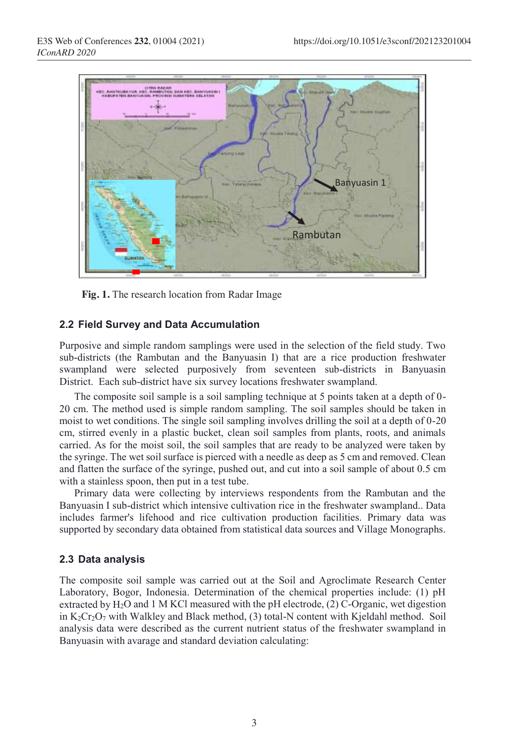Fig. 1. The research location from Radar Image

### 2.2 Field Survey and Data Accumulation

Purposive and simple random samplings were used in the selection of the field study. Two sub-districts (the Rambutan and the Banyuasin I) that are a rice production freshwater swampland were selected purposively from seventeen sub-districts in Banyuasin District. Each sub-district have six survey locations freshwater swampland.

The composite soil sample is a soil sampling technique at 5 points taken at a depth of 0-20 cm. The method used is simple random sampling. The soil samples should be taken in moist to wet conditions. The single soil sampling involves drilling the soil at a depth of 0-20 cm, stirred evenly in a plastic bucket, clean soil samples from plants, roots, and animals carried. As for the moist soil, the soil samples that are ready to be analyzed were taken by the syringe. The wet soil surface is pierced with a needle as deep as 5 cm and removed. Clean and flatten the surface of the syringe, pushed out, and cut into a soil sample of about 0.5 cm with a stainless spoon, then put in a test tube.

Primary data were collecting by interviews respondents from the Rambutan and the Banyuasin I sub-district which intensive cultivation rice in the freshwater swampland.. Data includes farmer's lifehood and rice cultivation production facilities. Primary data was supported by secondary data obtained from statistical data sources and Village Monographs.

### 2.3 Data analysis

The composite soil sample was carried out at the Soil and Agroclimate Research Center Laboratory, Bogor, Indonesia. Determination of the chemical properties include: (1) pH extracted by $H_2O$ and 1 M KCl measured with the pH electrode, (2) C-Organic, wet digestion in $K_2Cr_2O_7$ with Walkley and Black method, (3) total-N content with Kjeldahl method. Soil analysis data were described as the current nutrient status of the freshwater swampland in Banyuasin with avarage and standard deviation calculating: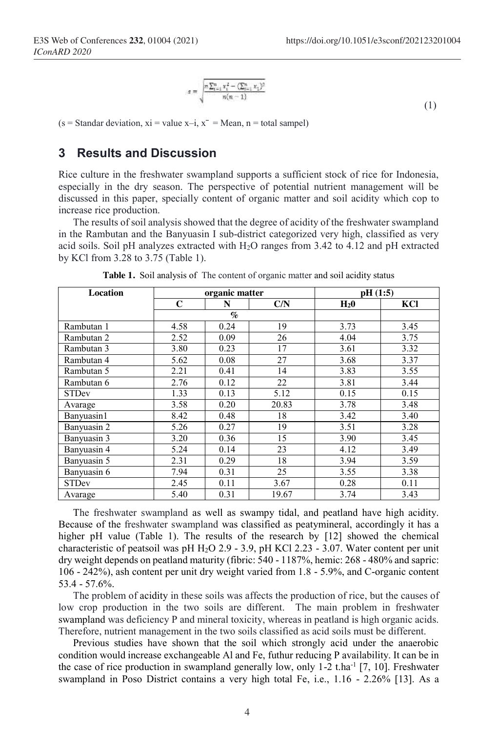$$s = \sqrt{\frac{n\sum_{i=1}^{n} x_i^2 - (\sum_{i=1}^{n} x_i)^2}{n(n-1)}} \tag{1}$$

(s = Standar deviation, xi = value x–i, x¯ = Mean, n = total sampel)

## 3 Results and Discussion

Rice culture in the freshwater swampland supports a sufficient stock of rice for Indonesia, especially in the dry season. The perspective of potential nutrient management will be discussed in this paper, specially content of organic matter and soil acidity which cop to increase rice production.

The results of soil analysis showed that the degree of acidity of the freshwater swampland in the Rambutan and the Banyuasin I sub-district categorized very high, classified as very acid soils. Soil pH analyzes extracted with $H_2O$ ranges from 3.42 to 4.12 and pH extracted by KCl from 3.28 to 3.75 (Table 1).

**Table 1.** Soil analysis of The content of organic matter and soil acidity status

| Location | organic matter | | | pH (1:5) | |
|---|---|---|---|---|---|
| | C | N | C/N | $H_20$ | KCl |
| | % | | | | |
| Rambutan 1 | 4.58 | 0.24 | 19 | 3.73 | 3.45 |
| Rambutan 2 | 2.52 | 0.09 | 26 | 4.04 | 3.75 |
| Rambutan 3 | 3.80 | 0.23 | 17 | 3.61 | 3.32 |
| Rambutan 4 | 5.62 | 0.08 | 27 | 3.68 | 3.37 |
| Rambutan 5 | 2.21 | 0.41 | 14 | 3.83 | 3.55 |
| Rambutan 6 | 2.76 | 0.12 | 22 | 3.81 | 3.44 |
| STDev | 1.33 | 0.13 | 5.12 | 0.15 | 0.15 |
| Avarage | 3.58 | 0.20 | 20.83 | 3.78 | 3.48 |
| Banyuasin1 | 8.42 | 0.48 | 18 | 3.42 | 3.40 |
| Banyuasin 2 | 5.26 | 0.27 | 19 | 3.51 | 3.28 |
| Banyuasin 3 | 3.20 | 0.36 | 15 | 3.90 | 3.45 |
| Banyuasin 4 | 5.24 | 0.14 | 23 | 4.12 | 3.49 |
| Banyuasin 5 | 2.31 | 0.29 | 18 | 3.94 | 3.59 |
| Banyuasin 6 | 7.94 | 0.31 | 25 | 3.55 | 3.38 |
| STDev | 2.45 | 0.11 | 3.67 | 0.28 | 0.11 |
| Avarage | 5.40 | 0.31 | 19.67 | 3.74 | 3.43 |

The freshwater swampland as well as swampy tidal, and peatland have high acidity. Because of the freshwater swampland was classified as peatymineral, accordingly it has a higher pH value (Table 1). The results of the research by [12] showed the chemical characteristic of peatsoil was pH $H_2O$ 2.9 - 3.9, pH KCl 2.23 - 3.07. Water content per unit dry weight depends on peatland maturity (fibric: 540 - 1187%, hemic: 268 - 480% and sapric: 106 - 242%), ash content per unit dry weight varied from 1.8 - 5.9%, and C-organic content 53.4 - 57.6%.

The problem of acidity in these soils was affects the production of rice, but the causes of low crop production in the two soils are different. The main problem in freshwater swampland was deficiency P and mineral toxicity, whereas in peatland is high organic acids. Therefore, nutrient management in the two soils classified as acid soils must be different.

Previous studies have shown that the soil which strongly acid under the anaerobic condition would increase exchangeable Al and Fe, futhur reducing P availability. It can be in the case of rice production in swampland generally low, only 1-2 $t.ha^{-1}$ [7, 10]. Freshwater swampland in Poso District contains a very high total Fe, i.e., 1.16 - 2.26% [13]. As a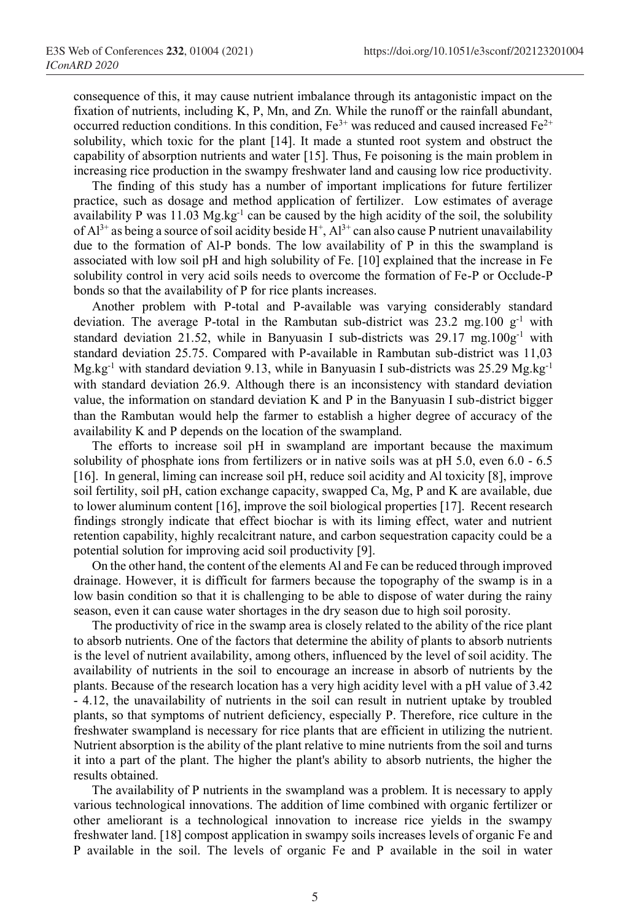consequence of this, it may cause nutrient imbalance through its antagonistic impact on the fixation of nutrients, including K, P, Mn, and Zn. While the runoff or the rainfall abundant, occurred reduction conditions. In this condition, $Fe^{3+}$ was reduced and caused increased $Fe^{2+}$ solubility, which toxic for the plant [14]. It made a stunted root system and obstruct the capability of absorption nutrients and water [15]. Thus, Fe poisoning is the main problem in increasing rice production in the swampy freshwater land and causing low rice productivity.

The finding of this study has a number of important implications for future fertilizer practice, such as dosage and method application of fertilizer. Low estimates of average availability P was 11.03 $Mg.kg^{-1}$ can be caused by the high acidity of the soil, the solubility of $Al^{3+}$ as being a source of soil acidity beside $H^{+}$, $Al^{3+}$ can also cause P nutrient unavailability due to the formation of Al-P bonds. The low availability of P in this the swampland is associated with low soil pH and high solubility of Fe. [10] explained that the increase in Fe solubility control in very acid soils needs to overcome the formation of Fe-P or Occlude-P bonds so that the availability of P for rice plants increases.

Another problem with P-total and P-available was varying considerably standard deviation. The average P-total in the Rambutan sub-district was 23.2 $mg.100\ g^{-1}$ with standard deviation 21.52, while in Banyuasin I sub-districts was 29.17 $mg.100g^{-1}$ with standard deviation 25.75. Compared with P-available in Rambutan sub-district was 11,03 $Mg.kg^{-1}$ with standard deviation 9.13, while in Banyuasin I sub-districts was 25.29 $Mg.kg^{-1}$ with standard deviation 26.9. Although there is an inconsistency with standard deviation value, the information on standard deviation K and P in the Banyuasin I sub-district bigger than the Rambutan would help the farmer to establish a higher degree of accuracy of the availability K and P depends on the location of the swampland.

The efforts to increase soil pH in swampland are important because the maximum solubility of phosphate ions from fertilizers or in native soils was at pH 5.0, even 6.0 - 6.5 [16]. In general, liming can increase soil pH, reduce soil acidity and Al toxicity [8], improve soil fertility, soil pH, cation exchange capacity, swapped Ca, Mg, P and K are available, due to lower aluminum content [16], improve the soil biological properties [17]. Recent research findings strongly indicate that effect biochar is with its liming effect, water and nutrient retention capability, highly recalcitrant nature, and carbon sequestration capacity could be a potential solution for improving acid soil productivity [9].

On the other hand, the content of the elements Al and Fe can be reduced through improved drainage. However, it is difficult for farmers because the topography of the swamp is in a low basin condition so that it is challenging to be able to dispose of water during the rainy season, even it can cause water shortages in the dry season due to high soil porosity.

The productivity of rice in the swamp area is closely related to the ability of the rice plant to absorb nutrients. One of the factors that determine the ability of plants to absorb nutrients is the level of nutrient availability, among others, influenced by the level of soil acidity. The availability of nutrients in the soil to encourage an increase in absorb of nutrients by the plants. Because of the research location has a very high acidity level with a pH value of 3.42 - 4.12, the unavailability of nutrients in the soil can result in nutrient uptake by troubled plants, so that symptoms of nutrient deficiency, especially P. Therefore, rice culture in the freshwater swampland is necessary for rice plants that are efficient in utilizing the nutrient. Nutrient absorption is the ability of the plant relative to mine nutrients from the soil and turns it into a part of the plant. The higher the plant's ability to absorb nutrients, the higher the results obtained.

The availability of P nutrients in the swampland was a problem. It is necessary to apply various technological innovations. The addition of lime combined with organic fertilizer or other ameliorant is a technological innovation to increase rice yields in the swampy freshwater land. [18] compost application in swampy soils increases levels of organic Fe and P available in the soil. The levels of organic Fe and P available in the soil in water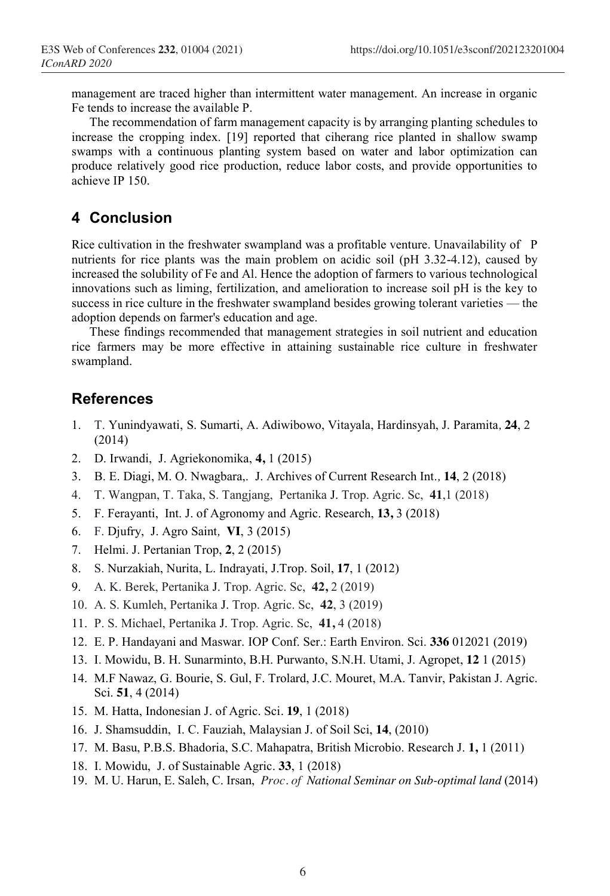management are traced higher than intermittent water management. An increase in organic Fe tends to increase the available P.

The recommendation of farm management capacity is by arranging planting schedules to increase the cropping index. [19] reported that ciherang rice planted in shallow swamp swamps with a continuous planting system based on water and labor optimization can produce relatively good rice production, reduce labor costs, and provide opportunities to achieve IP 150.

## 4 Conclusion

Rice cultivation in the freshwater swampland was a profitable venture. Unavailability of P nutrients for rice plants was the main problem on acidic soil (pH 3.32-4.12), caused by increased the solubility of Fe and Al. Hence the adoption of farmers to various technological innovations such as liming, fertilization, and amelioration to increase soil pH is the key to success in rice culture in the freshwater swampland besides growing tolerant varieties — the adoption depends on farmer's education and age.

These findings recommended that management strategies in soil nutrient and education rice farmers may be more effective in attaining sustainable rice culture in freshwater swampland.

## References

1. T. Yunindyawati, S. Sumarti, A. Adiwibowo, Vitayala, Hardinsyah, J. Paramita, **24**, 2 (2014)
2. D. Irwandi, J. Agriekonomika, **4,** 1 (2015)
3. B. E. Diagi, M. O. Nwagbara,. J. Archives of Current Research Int., **14**, 2 (2018)
4. T. Wangpan, T. Taka, S. Tangjang, Pertanika J. Trop. Agric. Sc, **41**,1 (2018)
5. F. Ferayanti, Int. J. of Agronomy and Agric. Research, **13,** 3 (2018)
6. F. Djufry, J. Agro Saint, **VI**, 3 (2015)
7. Helmi. J. Pertanian Trop, **2**, 2 (2015)
8. S. Nurzakiah, Nurita, L. Indrayati, J.Trop. Soil, **17**, 1 (2012)
9. A. K. Berek, Pertanika J. Trop. Agric. Sc, **42,** 2 (2019)
10. A. S. Kumleh, Pertanika J. Trop. Agric. Sc, **42**, 3 (2019)
11. P. S. Michael, Pertanika J. Trop. Agric. Sc, **41,** 4 (2018)
12. E. P. Handayani and Maswar. IOP Conf. Ser.: Earth Environ. Sci. **336** 012021 (2019)
13. I. Mowidu, B. H. Sunarminto, B.H. Purwanto, S.N.H. Utami, J. Agropet, **12** 1 (2015)
14. M.F Nawaz, G. Bourie, S. Gul, F. Trolard, J.C. Mouret, M.A. Tanvir, Pakistan J. Agric. Sci. **51**, 4 (2014)
15. M. Hatta, Indonesian J. of Agric. Sci. **19**, 1 (2018)
16. J. Shamsuddin, I. C. Fauziah, Malaysian J. of Soil Sci, **14**, (2010)
17. M. Basu, P.B.S. Bhadoria, S.C. Mahapatra, British Microbio. Research J. **1,** 1 (2011)
18. I. Mowidu, J. of Sustainable Agric. **33**, 1 (2018)
19. M. U. Harun, E. Saleh, C. Irsan, *Proc. of National Seminar on Sub-optimal land* (2014)